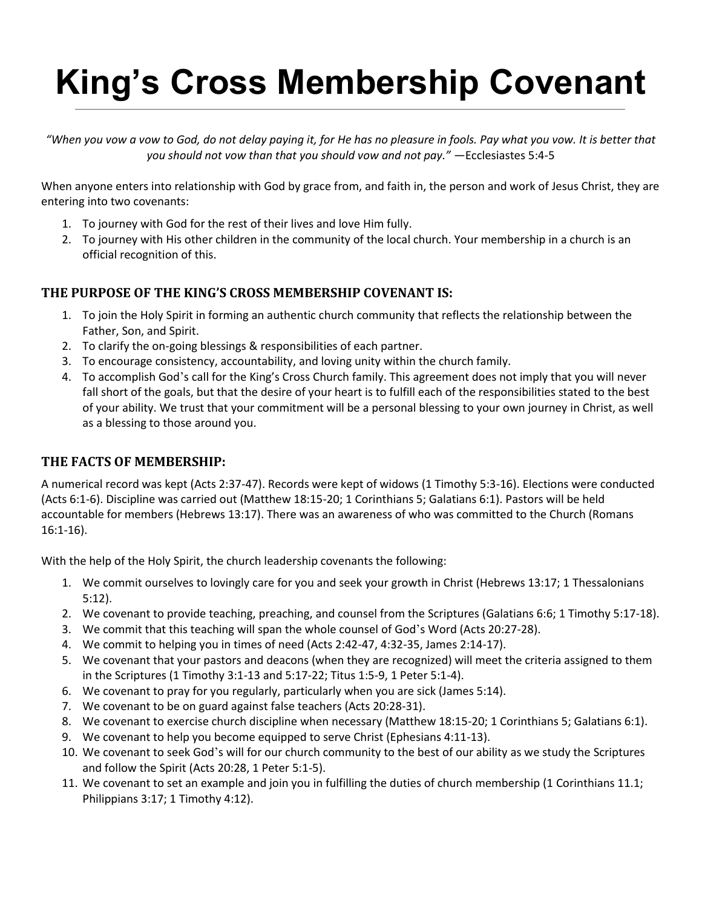# King's Cross Membership Covenant

---

*"When you vow a vow to God, do not delay paying it, for He has no pleasure in fools. Pay what you vow. It is better that you should not vow than that you should vow and not pay."* —Ecclesiastes 5:4-5

When anyone enters into relationship with God by grace from, and faith in, the person and work of Jesus Christ, they are entering into two covenants:

1. To journey with God for the rest of their lives and love Him fully.
2. To journey with His other children in the community of the local church. Your membership in a church is an official recognition of this.

### THE PURPOSE OF THE KING'S CROSS MEMBERSHIP COVENANT IS:

1. To join the Holy Spirit in forming an authentic church community that reflects the relationship between the Father, Son, and Spirit.
2. To clarify the on-going blessings & responsibilities of each partner.
3. To encourage consistency, accountability, and loving unity within the church family.
4. To accomplish God's call for the King's Cross Church family. This agreement does not imply that you will never fall short of the goals, but that the desire of your heart is to fulfill each of the responsibilities stated to the best of your ability. We trust that your commitment will be a personal blessing to your own journey in Christ, as well as a blessing to those around you.

### THE FACTS OF MEMBERSHIP:

A numerical record was kept (Acts 2:37-47). Records were kept of widows (1 Timothy 5:3-16). Elections were conducted (Acts 6:1-6). Discipline was carried out (Matthew 18:15-20; 1 Corinthians 5; Galatians 6:1). Pastors will be held accountable for members (Hebrews 13:17). There was an awareness of who was committed to the Church (Romans 16:1-16).

With the help of the Holy Spirit, the church leadership covenants the following:

1. We commit ourselves to lovingly care for you and seek your growth in Christ (Hebrews 13:17; 1 Thessalonians 5:12).
2. We covenant to provide teaching, preaching, and counsel from the Scriptures (Galatians 6:6; 1 Timothy 5:17-18).
3. We commit that this teaching will span the whole counsel of God's Word (Acts 20:27-28).
4. We commit to helping you in times of need (Acts 2:42-47, 4:32-35, James 2:14-17).
5. We covenant that your pastors and deacons (when they are recognized) will meet the criteria assigned to them in the Scriptures (1 Timothy 3:1-13 and 5:17-22; Titus 1:5-9, 1 Peter 5:1-4).
6. We covenant to pray for you regularly, particularly when you are sick (James 5:14).
7. We covenant to be on guard against false teachers (Acts 20:28-31).
8. We covenant to exercise church discipline when necessary (Matthew 18:15-20; 1 Corinthians 5; Galatians 6:1).
9. We covenant to help you become equipped to serve Christ (Ephesians 4:11-13).
10. We covenant to seek God's will for our church community to the best of our ability as we study the Scriptures and follow the Spirit (Acts 20:28, 1 Peter 5:1-5).
11. We covenant to set an example and join you in fulfilling the duties of church membership (1 Corinthians 11.1; Philippians 3:17; 1 Timothy 4:12).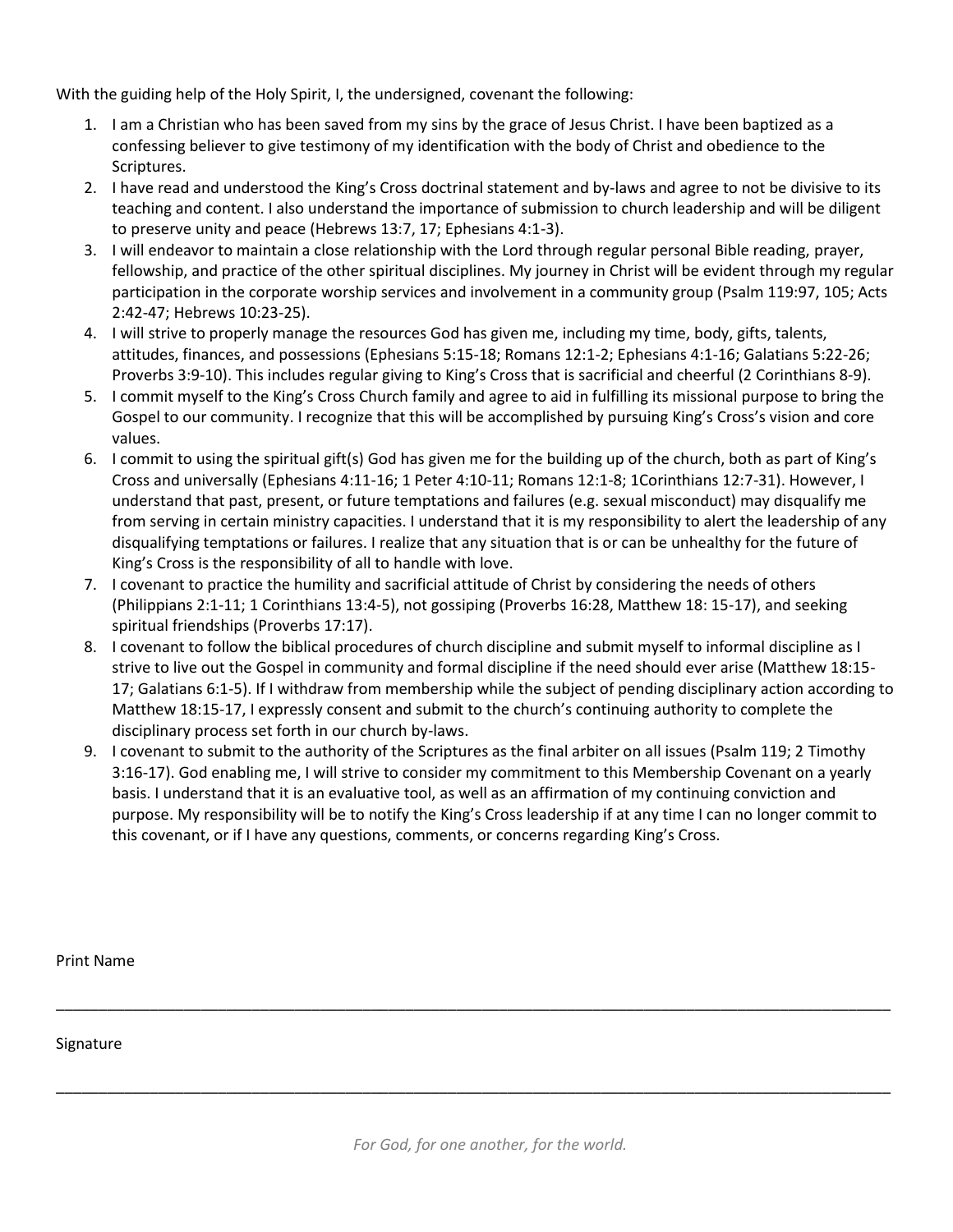With the guiding help of the Holy Spirit, I, the undersigned, covenant the following:

1. I am a Christian who has been saved from my sins by the grace of Jesus Christ. I have been baptized as a confessing believer to give testimony of my identification with the body of Christ and obedience to the Scriptures.
2. I have read and understood the King's Cross doctrinal statement and by-laws and agree to not be divisive to its teaching and content. I also understand the importance of submission to church leadership and will be diligent to preserve unity and peace (Hebrews 13:7, 17; Ephesians 4:1-3).
3. I will endeavor to maintain a close relationship with the Lord through regular personal Bible reading, prayer, fellowship, and practice of the other spiritual disciplines. My journey in Christ will be evident through my regular participation in the corporate worship services and involvement in a community group (Psalm 119:97, 105; Acts 2:42-47; Hebrews 10:23-25).
4. I will strive to properly manage the resources God has given me, including my time, body, gifts, talents, attitudes, finances, and possessions (Ephesians 5:15-18; Romans 12:1-2; Ephesians 4:1-16; Galatians 5:22-26; Proverbs 3:9-10). This includes regular giving to King's Cross that is sacrificial and cheerful (2 Corinthians 8-9).
5. I commit myself to the King's Cross Church family and agree to aid in fulfilling its missional purpose to bring the Gospel to our community. I recognize that this will be accomplished by pursuing King's Cross's vision and core values.
6. I commit to using the spiritual gift(s) God has given me for the building up of the church, both as part of King's Cross and universally (Ephesians 4:11-16; 1 Peter 4:10-11; Romans 12:1-8; 1Corinthians 12:7-31). However, I understand that past, present, or future temptations and failures (e.g. sexual misconduct) may disqualify me from serving in certain ministry capacities. I understand that it is my responsibility to alert the leadership of any disqualifying temptations or failures. I realize that any situation that is or can be unhealthy for the future of King's Cross is the responsibility of all to handle with love.
7. I covenant to practice the humility and sacrificial attitude of Christ by considering the needs of others (Philippians 2:1-11; 1 Corinthians 13:4-5), not gossiping (Proverbs 16:28, Matthew 18: 15-17), and seeking spiritual friendships (Proverbs 17:17).
8. I covenant to follow the biblical procedures of church discipline and submit myself to informal discipline as I strive to live out the Gospel in community and formal discipline if the need should ever arise (Matthew 18:15-17; Galatians 6:1-5). If I withdraw from membership while the subject of pending disciplinary action according to Matthew 18:15-17, I expressly consent and submit to the church's continuing authority to complete the disciplinary process set forth in our church by-laws.
9. I covenant to submit to the authority of the Scriptures as the final arbiter on all issues (Psalm 119; 2 Timothy 3:16-17). God enabling me, I will strive to consider my commitment to this Membership Covenant on a yearly basis. I understand that it is an evaluative tool, as well as an affirmation of my continuing conviction and purpose. My responsibility will be to notify the King's Cross leadership if at any time I can no longer commit to this covenant, or if I have any questions, comments, or concerns regarding King's Cross.

Print Name

_______________________________________________________________________________

Signature

_______________________________________________________________________________

*For God, for one another, for the world.*